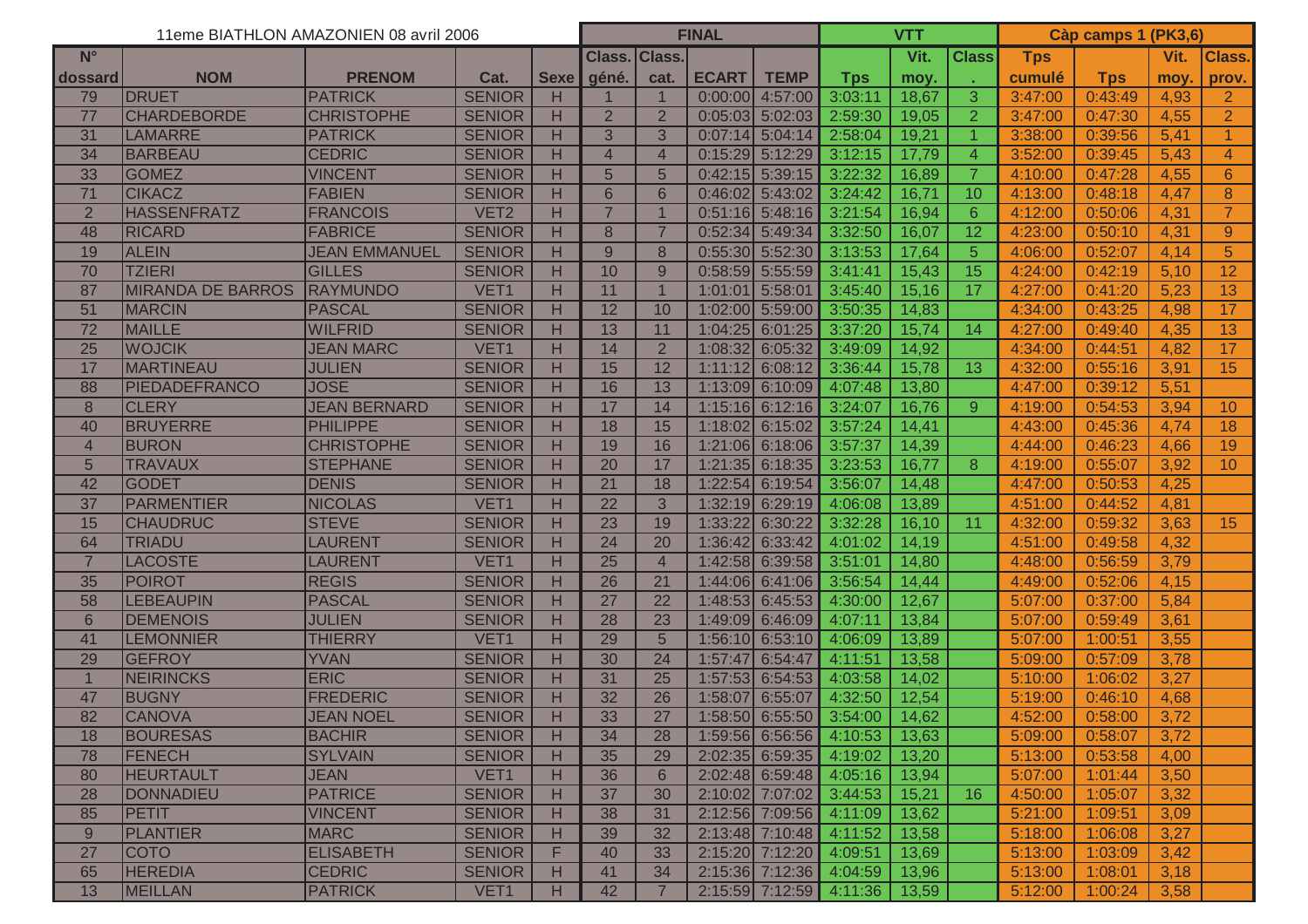| 11eme BIATHLON AMAZONIEN 08 avril 2006 | | | | | FINAL | | | | VTT | | | Càp camps 1 (PK3,6) | | | |
|---|---|---|---|---|---|---|---|---|---|---|---|---|---|---|---|
| N° dossard | NOM | PRENOM | Cat. | Sexe | Class. géné. | Class. cat. | ECART | TEMP | Tps | Vit. moy. | Class. | Tps cumulé | Tps | Vit. moy. | Class. prov. |
| 79 | DRUET | PATRICK | SENIOR | H | 1 | 1 | 0:00:00 | 4:57:00 | 3:03:11 | 18,67 | 3 | 3:47:00 | 0:43:49 | 4,93 | 2 |
| 77 | CHARDEBORDE | CHRISTOPHE | SENIOR | H | 2 | 2 | 0:05:03 | 5:02:03 | 2:59:30 | 19,05 | 2 | 3:47:00 | 0:47:30 | 4,55 | 2 |
| 31 | LAMARRE | PATRICK | SENIOR | H | 3 | 3 | 0:07:14 | 5:04:14 | 2:58:04 | 19,21 | 1 | 3:38:00 | 0:39:56 | 5,41 | 1 |
| 34 | BARBEAU | CEDRIC | SENIOR | H | 4 | 4 | 0:15:29 | 5:12:29 | 3:12:15 | 17,79 | 4 | 3:52:00 | 0:39:45 | 5,43 | 4 |
| 33 | GOMEZ | VINCENT | SENIOR | H | 5 | 5 | 0:42:15 | 5:39:15 | 3:22:32 | 16,89 | 7 | 4:10:00 | 0:47:28 | 4,55 | 6 |
| 71 | CIKACZ | FABIEN | SENIOR | H | 6 | 6 | 0:46:02 | 5:43:02 | 3:24:42 | 16,71 | 10 | 4:13:00 | 0:48:18 | 4,47 | 8 |
| 2 | HASSENFRATZ | FRANCOIS | VET2 | H | 7 | 1 | 0:51:16 | 5:48:16 | 3:21:54 | 16,94 | 6 | 4:12:00 | 0:50:06 | 4,31 | 7 |
| 48 | RICARD | FABRICE | SENIOR | H | 8 | 7 | 0:52:34 | 5:49:34 | 3:32:50 | 16,07 | 12 | 4:23:00 | 0:50:10 | 4,31 | 9 |
| 19 | ALEIN | JEAN EMMANUEL | SENIOR | H | 9 | 8 | 0:55:30 | 5:52:30 | 3:13:53 | 17,64 | 5 | 4:06:00 | 0:52:07 | 4,14 | 5 |
| 70 | TZIERI | GILLES | SENIOR | H | 10 | 9 | 0:58:59 | 5:55:59 | 3:41:41 | 15,43 | 15 | 4:24:00 | 0:42:19 | 5,10 | 12 |
| 87 | MIRANDA DE BARROS | RAYMUNDO | VET1 | H | 11 | 1 | 1:01:01 | 5:58:01 | 3:45:40 | 15,16 | 17 | 4:27:00 | 0:41:20 | 5,23 | 13 |
| 51 | MARCIN | PASCAL | SENIOR | H | 12 | 10 | 1:02:00 | 5:59:00 | 3:50:35 | 14,83 | | 4:34:00 | 0:43:25 | 4,98 | 17 |
| 72 | MAILLE | WILFRID | SENIOR | H | 13 | 11 | 1:04:25 | 6:01:25 | 3:37:20 | 15,74 | 14 | 4:27:00 | 0:49:40 | 4,35 | 13 |
| 25 | WOJCIK | JEAN MARC | VET1 | H | 14 | 2 | 1:08:32 | 6:05:32 | 3:49:09 | 14,92 | | 4:34:00 | 0:44:51 | 4,82 | 17 |
| 17 | MARTINEAU | JULIEN | SENIOR | H | 15 | 12 | 1:11:12 | 6:08:12 | 3:36:44 | 15,78 | 13 | 4:32:00 | 0:55:16 | 3,91 | 15 |
| 88 | PIEDADEFRANCO | JOSE | SENIOR | H | 16 | 13 | 1:13:09 | 6:10:09 | 4:07:48 | 13,80 | | 4:47:00 | 0:39:12 | 5,51 | |
| 8 | CLERY | JEAN BERNARD | SENIOR | H | 17 | 14 | 1:15:16 | 6:12:16 | 3:24:07 | 16,76 | 9 | 4:19:00 | 0:54:53 | 3,94 | 10 |
| 40 | BRUYERRE | PHILIPPE | SENIOR | H | 18 | 15 | 1:18:02 | 6:15:02 | 3:57:24 | 14,41 | | 4:43:00 | 0:45:36 | 4,74 | 18 |
| 4 | BURON | CHRISTOPHE | SENIOR | H | 19 | 16 | 1:21:06 | 6:18:06 | 3:57:37 | 14,39 | | 4:44:00 | 0:46:23 | 4,66 | 19 |
| 5 | TRAVAUX | STEPHANE | SENIOR | H | 20 | 17 | 1:21:35 | 6:18:35 | 3:23:53 | 16,77 | 8 | 4:19:00 | 0:55:07 | 3,92 | 10 |
| 42 | GODET | DENIS | SENIOR | H | 21 | 18 | 1:22:54 | 6:19:54 | 3:56:07 | 14,48 | | 4:47:00 | 0:50:53 | 4,25 | |
| 37 | PARMENTIER | NICOLAS | VET1 | H | 22 | 3 | 1:32:19 | 6:29:19 | 4:06:08 | 13,89 | | 4:51:00 | 0:44:52 | 4,81 | |
| 15 | CHAUDRUC | STEVE | SENIOR | H | 23 | 19 | 1:33:22 | 6:30:22 | 3:32:28 | 16,10 | 11 | 4:32:00 | 0:59:32 | 3,63 | 15 |
| 64 | TRIADU | LAURENT | SENIOR | H | 24 | 20 | 1:36:42 | 6:33:42 | 4:01:02 | 14,19 | | 4:51:00 | 0:49:58 | 4,32 | |
| 7 | LACOSTE | LAURENT | VET1 | H | 25 | 4 | 1:42:58 | 6:39:58 | 3:51:01 | 14,80 | | 4:48:00 | 0:56:59 | 3,79 | |
| 35 | POIROT | REGIS | SENIOR | H | 26 | 21 | 1:44:06 | 6:41:06 | 3:56:54 | 14,44 | | 4:49:00 | 0:52:06 | 4,15 | |
| 58 | LEBEAUPIN | PASCAL | SENIOR | H | 27 | 22 | 1:48:53 | 6:45:53 | 4:30:00 | 12,67 | | 5:07:00 | 0:37:00 | 5,84 | |
| 6 | DEMENOIS | JULIEN | SENIOR | H | 28 | 23 | 1:49:09 | 6:46:09 | 4:07:11 | 13,84 | | 5:07:00 | 0:59:49 | 3,61 | |
| 41 | LEMONNIER | THIERRY | VET1 | H | 29 | 5 | 1:56:10 | 6:53:10 | 4:06:09 | 13,89 | | 5:07:00 | 1:00:51 | 3,55 | |
| 29 | GEFROY | YVAN | SENIOR | H | 30 | 24 | 1:57:47 | 6:54:47 | 4:11:51 | 13,58 | | 5:09:00 | 0:57:09 | 3,78 | |
| 1 | NEIRINCKS | ERIC | SENIOR | H | 31 | 25 | 1:57:53 | 6:54:53 | 4:03:58 | 14,02 | | 5:10:00 | 1:06:02 | 3,27 | |
| 47 | BUGNY | FREDERIC | SENIOR | H | 32 | 26 | 1:58:07 | 6:55:07 | 4:32:50 | 12,54 | | 5:19:00 | 0:46:10 | 4,68 | |
| 82 | CANOVA | JEAN NOEL | SENIOR | H | 33 | 27 | 1:58:50 | 6:55:50 | 3:54:00 | 14,62 | | 4:52:00 | 0:58:00 | 3,72 | |
| 18 | BOURESAS | BACHIR | SENIOR | H | 34 | 28 | 1:59:56 | 6:56:56 | 4:10:53 | 13,63 | | 5:09:00 | 0:58:07 | 3,72 | |
| 78 | FENECH | SYLVAIN | SENIOR | H | 35 | 29 | 2:02:35 | 6:59:35 | 4:19:02 | 13,20 | | 5:13:00 | 0:53:58 | 4,00 | |
| 80 | HEURTAULT | JEAN | VET1 | H | 36 | 6 | 2:02:48 | 6:59:48 | 4:05:16 | 13,94 | | 5:07:00 | 1:01:44 | 3,50 | |
| 28 | DONNADIEU | PATRICE | SENIOR | H | 37 | 30 | 2:10:02 | 7:07:02 | 3:44:53 | 15,21 | 16 | 4:50:00 | 1:05:07 | 3,32 | |
| 85 | PETIT | VINCENT | SENIOR | H | 38 | 31 | 2:12:56 | 7:09:56 | 4:11:09 | 13,62 | | 5:21:00 | 1:09:51 | 3,09 | |
| 9 | PLANTIER | MARC | SENIOR | H | 39 | 32 | 2:13:48 | 7:10:48 | 4:11:52 | 13,58 | | 5:18:00 | 1:06:08 | 3,27 | |
| 27 | COTO | ELISABETH | SENIOR | F | 40 | 33 | 2:15:20 | 7:12:20 | 4:09:51 | 13,69 | | 5:13:00 | 1:03:09 | 3,42 | |
| 65 | HEREDIA | CEDRIC | SENIOR | H | 41 | 34 | 2:15:36 | 7:12:36 | 4:04:59 | 13,96 | | 5:13:00 | 1:08:01 | 3,18 | |
| 13 | MEILLAN | PATRICK | VET1 | H | 42 | 7 | 2:15:59 | 7:12:59 | 4:11:36 | 13,59 | | 5:12:00 | 1:00:24 | 3,58 | |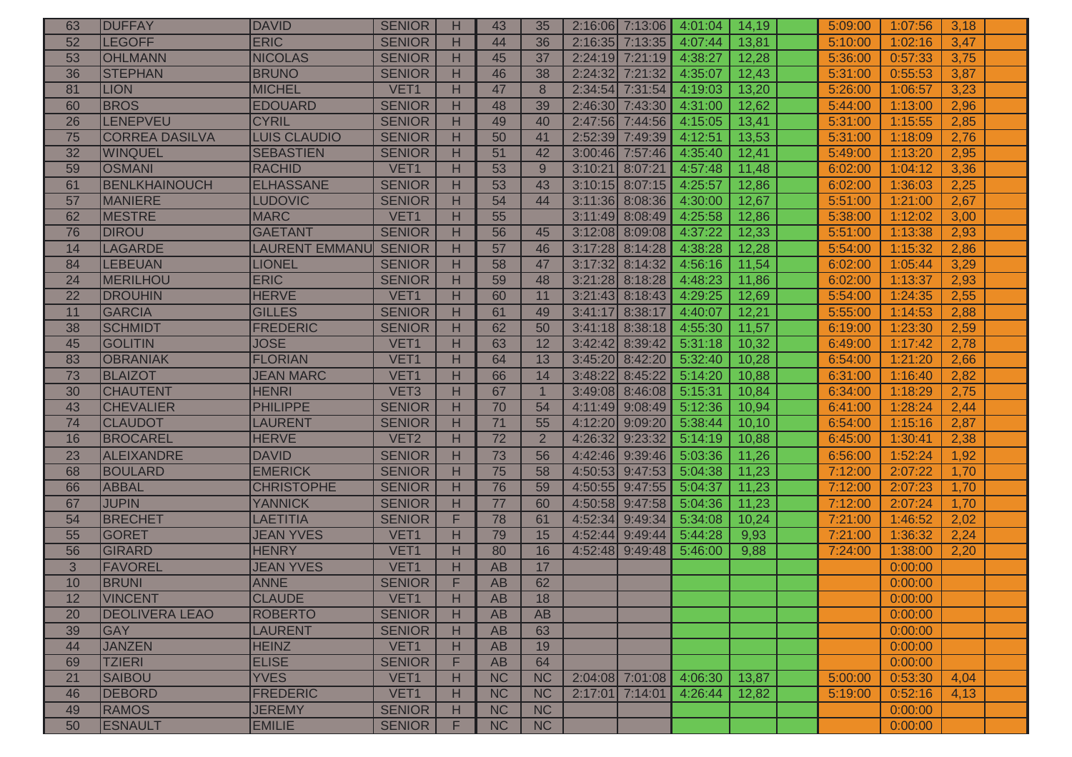| | | | | | | | | | | | | | | | |
|---|---|---|---|---|---|---|---|---|---|---|---|---|---|---|---|
| 63 | DUFFAY | DAVID | SENIOR | H | 43 | 35 | 2:16:06 | 7:13:06 | 4:01:04 | 14,19 | | 5:09:00 | 1:07:56 | 3,18 | |
| 52 | LEGOFF | ERIC | SENIOR | H | 44 | 36 | 2:16:35 | 7:13:35 | 4:07:44 | 13,81 | | 5:10:00 | 1:02:16 | 3,47 | |
| 53 | OHLMANN | NICOLAS | SENIOR | H | 45 | 37 | 2:24:19 | 7:21:19 | 4:38:27 | 12,28 | | 5:36:00 | 0:57:33 | 3,75 | |
| 36 | STEPHAN | BRUNO | SENIOR | H | 46 | 38 | 2:24:32 | 7:21:32 | 4:35:07 | 12,43 | | 5:31:00 | 0:55:53 | 3,87 | |
| 81 | LION | MICHEL | VET1 | H | 47 | 8 | 2:34:54 | 7:31:54 | 4:19:03 | 13,20 | | 5:26:00 | 1:06:57 | 3,23 | |
| 60 | BROS | EDOUARD | SENIOR | H | 48 | 39 | 2:46:30 | 7:43:30 | 4:31:00 | 12,62 | | 5:44:00 | 1:13:00 | 2,96 | |
| 26 | LENEPVEU | CYRIL | SENIOR | H | 49 | 40 | 2:47:56 | 7:44:56 | 4:15:05 | 13,41 | | 5:31:00 | 1:15:55 | 2,85 | |
| 75 | CORREA DASILVA | LUIS CLAUDIO | SENIOR | H | 50 | 41 | 2:52:39 | 7:49:39 | 4:12:51 | 13,53 | | 5:31:00 | 1:18:09 | 2,76 | |
| 32 | WINQUEL | SEBASTIEN | SENIOR | H | 51 | 42 | 3:00:46 | 7:57:46 | 4:35:40 | 12,41 | | 5:49:00 | 1:13:20 | 2,95 | |
| 59 | OSMANI | RACHID | VET1 | H | 53 | 9 | 3:10:21 | 8:07:21 | 4:57:48 | 11,48 | | 6:02:00 | 1:04:12 | 3,36 | |
| 61 | BENLKHAINOUCH | ELHASSANE | SENIOR | H | 53 | 43 | 3:10:15 | 8:07:15 | 4:25:57 | 12,86 | | 6:02:00 | 1:36:03 | 2,25 | |
| 57 | MANIERE | LUDOVIC | SENIOR | H | 54 | 44 | 3:11:36 | 8:08:36 | 4:30:00 | 12,67 | | 5:51:00 | 1:21:00 | 2,67 | |
| 62 | MESTRE | MARC | VET1 | H | 55 | | 3:11:49 | 8:08:49 | 4:25:58 | 12,86 | | 5:38:00 | 1:12:02 | 3,00 | |
| 76 | DIROU | GAETANT | SENIOR | H | 56 | 45 | 3:12:08 | 8:09:08 | 4:37:22 | 12,33 | | 5:51:00 | 1:13:38 | 2,93 | |
| 14 | LAGARDE | LAURENT EMMANU | SENIOR | H | 57 | 46 | 3:17:28 | 8:14:28 | 4:38:28 | 12,28 | | 5:54:00 | 1:15:32 | 2,86 | |
| 84 | LEBEUAN | LIONEL | SENIOR | H | 58 | 47 | 3:17:32 | 8:14:32 | 4:56:16 | 11,54 | | 6:02:00 | 1:05:44 | 3,29 | |
| 24 | MERILHOU | ERIC | SENIOR | H | 59 | 48 | 3:21:28 | 8:18:28 | 4:48:23 | 11,86 | | 6:02:00 | 1:13:37 | 2,93 | |
| 22 | DROUHIN | HERVE | VET1 | H | 60 | 11 | 3:21:43 | 8:18:43 | 4:29:25 | 12,69 | | 5:54:00 | 1:24:35 | 2,55 | |
| 11 | GARCIA | GILLES | SENIOR | H | 61 | 49 | 3:41:17 | 8:38:17 | 4:40:07 | 12,21 | | 5:55:00 | 1:14:53 | 2,88 | |
| 38 | SCHMIDT | FREDERIC | SENIOR | H | 62 | 50 | 3:41:18 | 8:38:18 | 4:55:30 | 11,57 | | 6:19:00 | 1:23:30 | 2,59 | |
| 45 | GOLITIN | JOSE | VET1 | H | 63 | 12 | 3:42:42 | 8:39:42 | 5:31:18 | 10,32 | | 6:49:00 | 1:17:42 | 2,78 | |
| 83 | OBRANIAK | FLORIAN | VET1 | H | 64 | 13 | 3:45:20 | 8:42:20 | 5:32:40 | 10,28 | | 6:54:00 | 1:21:20 | 2,66 | |
| 73 | BLAIZOT | JEAN MARC | VET1 | H | 66 | 14 | 3:48:22 | 8:45:22 | 5:14:20 | 10,88 | | 6:31:00 | 1:16:40 | 2,82 | |
| 30 | CHAUTENT | HENRI | VET3 | H | 67 | 1 | 3:49:08 | 8:46:08 | 5:15:31 | 10,84 | | 6:34:00 | 1:18:29 | 2,75 | |
| 43 | CHEVALIER | PHILIPPE | SENIOR | H | 70 | 54 | 4:11:49 | 9:08:49 | 5:12:36 | 10,94 | | 6:41:00 | 1:28:24 | 2,44 | |
| 74 | CLAUDOT | LAURENT | SENIOR | H | 71 | 55 | 4:12:20 | 9:09:20 | 5:38:44 | 10,10 | | 6:54:00 | 1:15:16 | 2,87 | |
| 16 | BROCAREL | HERVE | VET2 | H | 72 | 2 | 4:26:32 | 9:23:32 | 5:14:19 | 10,88 | | 6:45:00 | 1:30:41 | 2,38 | |
| 23 | ALEIXANDRE | DAVID | SENIOR | H | 73 | 56 | 4:42:46 | 9:39:46 | 5:03:36 | 11,26 | | 6:56:00 | 1:52:24 | 1,92 | |
| 68 | BOULARD | EMERICK | SENIOR | H | 75 | 58 | 4:50:53 | 9:47:53 | 5:04:38 | 11,23 | | 7:12:00 | 2:07:22 | 1,70 | |
| 66 | ABBAL | CHRISTOPHE | SENIOR | H | 76 | 59 | 4:50:55 | 9:47:55 | 5:04:37 | 11,23 | | 7:12:00 | 2:07:23 | 1,70 | |
| 67 | JUPIN | YANNICK | SENIOR | H | 77 | 60 | 4:50:58 | 9:47:58 | 5:04:36 | 11,23 | | 7:12:00 | 2:07:24 | 1,70 | |
| 54 | BRECHET | LAETITIA | SENIOR | F | 78 | 61 | 4:52:34 | 9:49:34 | 5:34:08 | 10,24 | | 7:21:00 | 1:46:52 | 2,02 | |
| 55 | GORET | JEAN YVES | VET1 | H | 79 | 15 | 4:52:44 | 9:49:44 | 5:44:28 | 9,93 | | 7:21:00 | 1:36:32 | 2,24 | |
| 56 | GIRARD | HENRY | VET1 | H | 80 | 16 | 4:52:48 | 9:49:48 | 5:46:00 | 9,88 | | 7:24:00 | 1:38:00 | 2,20 | |
| 3 | FAVOREL | JEAN YVES | VET1 | H | AB | 17 | | | | | | | 0:00:00 | | |
| 10 | BRUNI | ANNE | SENIOR | F | AB | 62 | | | | | | | 0:00:00 | | |
| 12 | VINCENT | CLAUDE | VET1 | H | AB | 18 | | | | | | | 0:00:00 | | |
| 20 | DEOLIVERA LEAO | ROBERTO | SENIOR | H | AB | AB | | | | | | | 0:00:00 | | |
| 39 | GAY | LAURENT | SENIOR | H | AB | 63 | | | | | | | 0:00:00 | | |
| 44 | JANZEN | HEINZ | VET1 | H | AB | 19 | | | | | | | 0:00:00 | | |
| 69 | TZIERI | ELISE | SENIOR | F | AB | 64 | | | | | | | 0:00:00 | | |
| 21 | SAIBOU | YVES | VET1 | H | NC | NC | 2:04:08 | 7:01:08 | 4:06:30 | 13,87 | | 5:00:00 | 0:53:30 | 4,04 | |
| 46 | DEBORD | FREDERIC | VET1 | H | NC | NC | 2:17:01 | 7:14:01 | 4:26:44 | 12,82 | | 5:19:00 | 0:52:16 | 4,13 | |
| 49 | RAMOS | JEREMY | SENIOR | H | NC | NC | | | | | | | 0:00:00 | | |
| 50 | ESNAULT | EMILIE | SENIOR | F | NC | NC | | | | | | | 0:00:00 | | |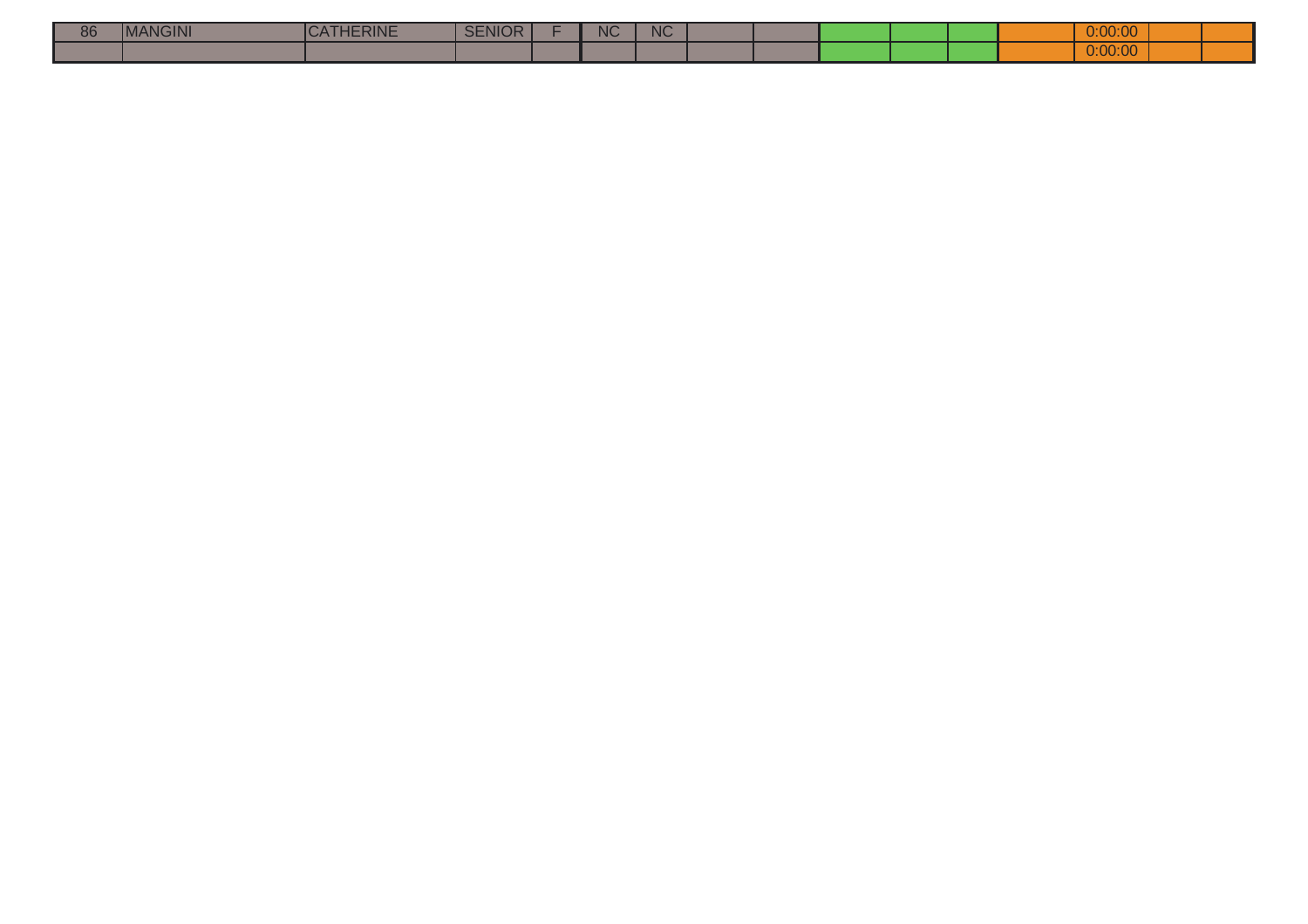| 86 | MANGINI | CATHERINE | SENIOR | F | NC | NC | | | | | | | 0:00:00 | | |
|---|---|---|---|---|---|---|---|---|---|---|---|---|---|---|---|
| | | | | | | | | | | | | | 0:00:00 | | |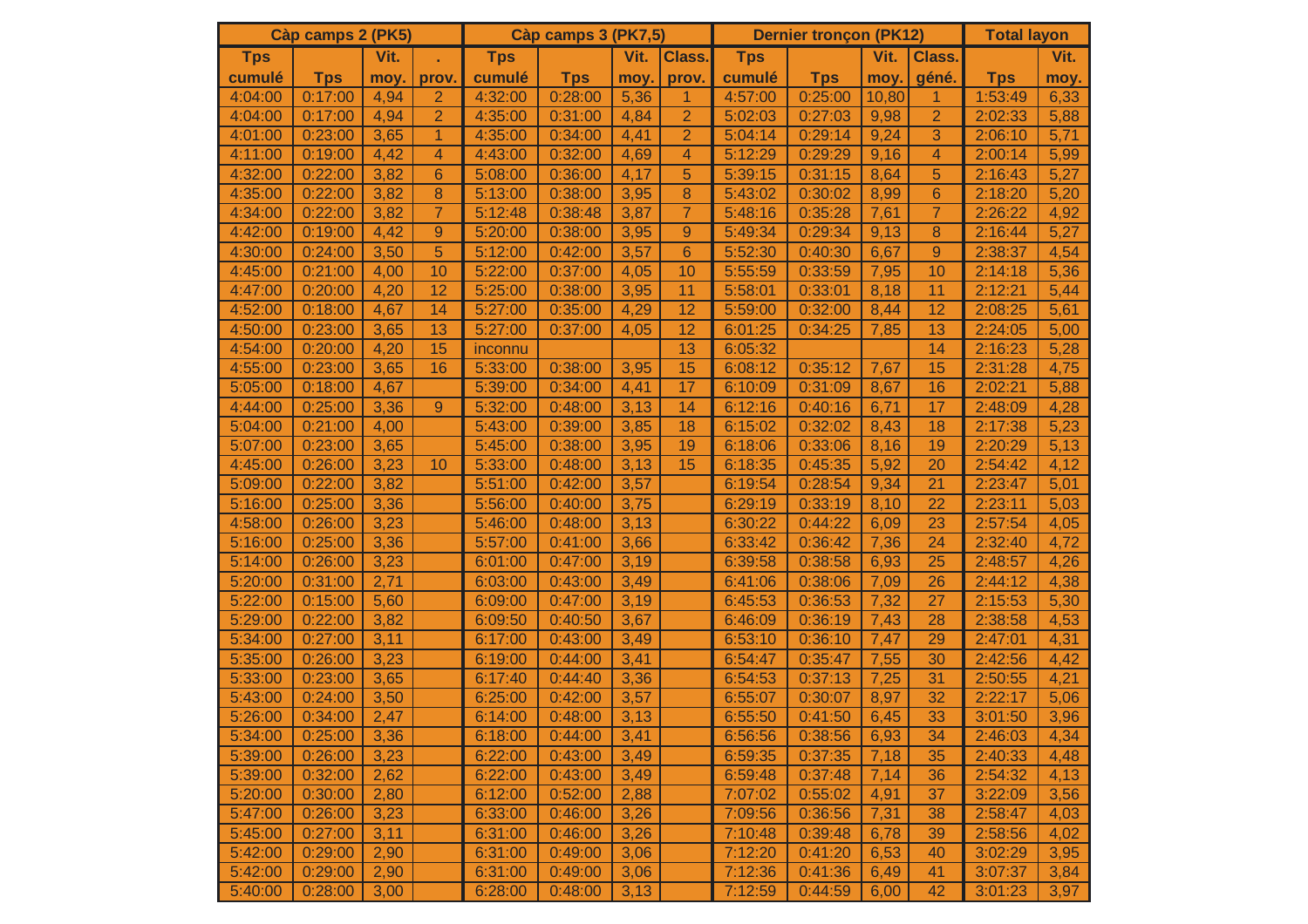| Càp camps 2 (PK5) | | | | Càp camps 3 (PK7,5) | | | | Dernier tronçon (PK12) | | | | Total layon | |
|---|---|---|---|---|---|---|---|---|---|---|---|---|---|
| Tps cumulé | Tps | Vit. moy. | . prov. | Tps cumulé | Tps | Vit. moy. | Class. prov. | Tps cumulé | Tps | Vit. moy. | Class. géné. | Tps | Vit. moy. |
| 4:04:00 | 0:17:00 | 4,94 | 2 | 4:32:00 | 0:28:00 | 5,36 | 1 | 4:57:00 | 0:25:00 | 10,80 | 1 | 1:53:49 | 6,33 |
| 4:04:00 | 0:17:00 | 4,94 | 2 | 4:35:00 | 0:31:00 | 4,84 | 2 | 5:02:03 | 0:27:03 | 9,98 | 2 | 2:02:33 | 5,88 |
| 4:01:00 | 0:23:00 | 3,65 | 1 | 4:35:00 | 0:34:00 | 4,41 | 2 | 5:04:14 | 0:29:14 | 9,24 | 3 | 2:06:10 | 5,71 |
| 4:11:00 | 0:19:00 | 4,42 | 4 | 4:43:00 | 0:32:00 | 4,69 | 4 | 5:12:29 | 0:29:29 | 9,16 | 4 | 2:00:14 | 5,99 |
| 4:32:00 | 0:22:00 | 3,82 | 6 | 5:08:00 | 0:36:00 | 4,17 | 5 | 5:39:15 | 0:31:15 | 8,64 | 5 | 2:16:43 | 5,27 |
| 4:35:00 | 0:22:00 | 3,82 | 8 | 5:13:00 | 0:38:00 | 3,95 | 8 | 5:43:02 | 0:30:02 | 8,99 | 6 | 2:18:20 | 5,20 |
| 4:34:00 | 0:22:00 | 3,82 | 7 | 5:12:48 | 0:38:48 | 3,87 | 7 | 5:48:16 | 0:35:28 | 7,61 | 7 | 2:26:22 | 4,92 |
| 4:42:00 | 0:19:00 | 4,42 | 9 | 5:20:00 | 0:38:00 | 3,95 | 9 | 5:49:34 | 0:29:34 | 9,13 | 8 | 2:16:44 | 5,27 |
| 4:30:00 | 0:24:00 | 3,50 | 5 | 5:12:00 | 0:42:00 | 3,57 | 6 | 5:52:30 | 0:40:30 | 6,67 | 9 | 2:38:37 | 4,54 |
| 4:45:00 | 0:21:00 | 4,00 | 10 | 5:22:00 | 0:37:00 | 4,05 | 10 | 5:55:59 | 0:33:59 | 7,95 | 10 | 2:14:18 | 5,36 |
| 4:47:00 | 0:20:00 | 4,20 | 12 | 5:25:00 | 0:38:00 | 3,95 | 11 | 5:58:01 | 0:33:01 | 8,18 | 11 | 2:12:21 | 5,44 |
| 4:52:00 | 0:18:00 | 4,67 | 14 | 5:27:00 | 0:35:00 | 4,29 | 12 | 5:59:00 | 0:32:00 | 8,44 | 12 | 2:08:25 | 5,61 |
| 4:50:00 | 0:23:00 | 3,65 | 13 | 5:27:00 | 0:37:00 | 4,05 | 12 | 6:01:25 | 0:34:25 | 7,85 | 13 | 2:24:05 | 5,00 |
| 4:54:00 | 0:20:00 | 4,20 | 15 | inconnu | | | 13 | 6:05:32 | | | 14 | 2:16:23 | 5,28 |
| 4:55:00 | 0:23:00 | 3,65 | 16 | 5:33:00 | 0:38:00 | 3,95 | 15 | 6:08:12 | 0:35:12 | 7,67 | 15 | 2:31:28 | 4,75 |
| 5:05:00 | 0:18:00 | 4,67 | | 5:39:00 | 0:34:00 | 4,41 | 17 | 6:10:09 | 0:31:09 | 8,67 | 16 | 2:02:21 | 5,88 |
| 4:44:00 | 0:25:00 | 3,36 | 9 | 5:32:00 | 0:48:00 | 3,13 | 14 | 6:12:16 | 0:40:16 | 6,71 | 17 | 2:48:09 | 4,28 |
| 5:04:00 | 0:21:00 | 4,00 | | 5:43:00 | 0:39:00 | 3,85 | 18 | 6:15:02 | 0:32:02 | 8,43 | 18 | 2:17:38 | 5,23 |
| 5:07:00 | 0:23:00 | 3,65 | | 5:45:00 | 0:38:00 | 3,95 | 19 | 6:18:06 | 0:33:06 | 8,16 | 19 | 2:20:29 | 5,13 |
| 4:45:00 | 0:26:00 | 3,23 | 10 | 5:33:00 | 0:48:00 | 3,13 | 15 | 6:18:35 | 0:45:35 | 5,92 | 20 | 2:54:42 | 4,12 |
| 5:09:00 | 0:22:00 | 3,82 | | 5:51:00 | 0:42:00 | 3,57 | | 6:19:54 | 0:28:54 | 9,34 | 21 | 2:23:47 | 5,01 |
| 5:16:00 | 0:25:00 | 3,36 | | 5:56:00 | 0:40:00 | 3,75 | | 6:29:19 | 0:33:19 | 8,10 | 22 | 2:23:11 | 5,03 |
| 4:58:00 | 0:26:00 | 3,23 | | 5:46:00 | 0:48:00 | 3,13 | | 6:30:22 | 0:44:22 | 6,09 | 23 | 2:57:54 | 4,05 |
| 5:16:00 | 0:25:00 | 3,36 | | 5:57:00 | 0:41:00 | 3,66 | | 6:33:42 | 0:36:42 | 7,36 | 24 | 2:32:40 | 4,72 |
| 5:14:00 | 0:26:00 | 3,23 | | 6:01:00 | 0:47:00 | 3,19 | | 6:39:58 | 0:38:58 | 6,93 | 25 | 2:48:57 | 4,26 |
| 5:20:00 | 0:31:00 | 2,71 | | 6:03:00 | 0:43:00 | 3,49 | | 6:41:06 | 0:38:06 | 7,09 | 26 | 2:44:12 | 4,38 |
| 5:22:00 | 0:15:00 | 5,60 | | 6:09:00 | 0:47:00 | 3,19 | | 6:45:53 | 0:36:53 | 7,32 | 27 | 2:15:53 | 5,30 |
| 5:29:00 | 0:22:00 | 3,82 | | 6:09:50 | 0:40:50 | 3,67 | | 6:46:09 | 0:36:19 | 7,43 | 28 | 2:38:58 | 4,53 |
| 5:34:00 | 0:27:00 | 3,11 | | 6:17:00 | 0:43:00 | 3,49 | | 6:53:10 | 0:36:10 | 7,47 | 29 | 2:47:01 | 4,31 |
| 5:35:00 | 0:26:00 | 3,23 | | 6:19:00 | 0:44:00 | 3,41 | | 6:54:47 | 0:35:47 | 7,55 | 30 | 2:42:56 | 4,42 |
| 5:33:00 | 0:23:00 | 3,65 | | 6:17:40 | 0:44:40 | 3,36 | | 6:54:53 | 0:37:13 | 7,25 | 31 | 2:50:55 | 4,21 |
| 5:43:00 | 0:24:00 | 3,50 | | 6:25:00 | 0:42:00 | 3,57 | | 6:55:07 | 0:30:07 | 8,97 | 32 | 2:22:17 | 5,06 |
| 5:26:00 | 0:34:00 | 2,47 | | 6:14:00 | 0:48:00 | 3,13 | | 6:55:50 | 0:41:50 | 6,45 | 33 | 3:01:50 | 3,96 |
| 5:34:00 | 0:25:00 | 3,36 | | 6:18:00 | 0:44:00 | 3,41 | | 6:56:56 | 0:38:56 | 6,93 | 34 | 2:46:03 | 4,34 |
| 5:39:00 | 0:26:00 | 3,23 | | 6:22:00 | 0:43:00 | 3,49 | | 6:59:35 | 0:37:35 | 7,18 | 35 | 2:40:33 | 4,48 |
| 5:39:00 | 0:32:00 | 2,62 | | 6:22:00 | 0:43:00 | 3,49 | | 6:59:48 | 0:37:48 | 7,14 | 36 | 2:54:32 | 4,13 |
| 5:20:00 | 0:30:00 | 2,80 | | 6:12:00 | 0:52:00 | 2,88 | | 7:07:02 | 0:55:02 | 4,91 | 37 | 3:22:09 | 3,56 |
| 5:47:00 | 0:26:00 | 3,23 | | 6:33:00 | 0:46:00 | 3,26 | | 7:09:56 | 0:36:56 | 7,31 | 38 | 2:58:47 | 4,03 |
| 5:45:00 | 0:27:00 | 3,11 | | 6:31:00 | 0:46:00 | 3,26 | | 7:10:48 | 0:39:48 | 6,78 | 39 | 2:58:56 | 4,02 |
| 5:42:00 | 0:29:00 | 2,90 | | 6:31:00 | 0:49:00 | 3,06 | | 7:12:20 | 0:41:20 | 6,53 | 40 | 3:02:29 | 3,95 |
| 5:42:00 | 0:29:00 | 2,90 | | 6:31:00 | 0:49:00 | 3,06 | | 7:12:36 | 0:41:36 | 6,49 | 41 | 3:07:37 | 3,84 |
| 5:40:00 | 0:28:00 | 3,00 | | 6:28:00 | 0:48:00 | 3,13 | | 7:12:59 | 0:44:59 | 6,00 | 42 | 3:01:23 | 3,97 |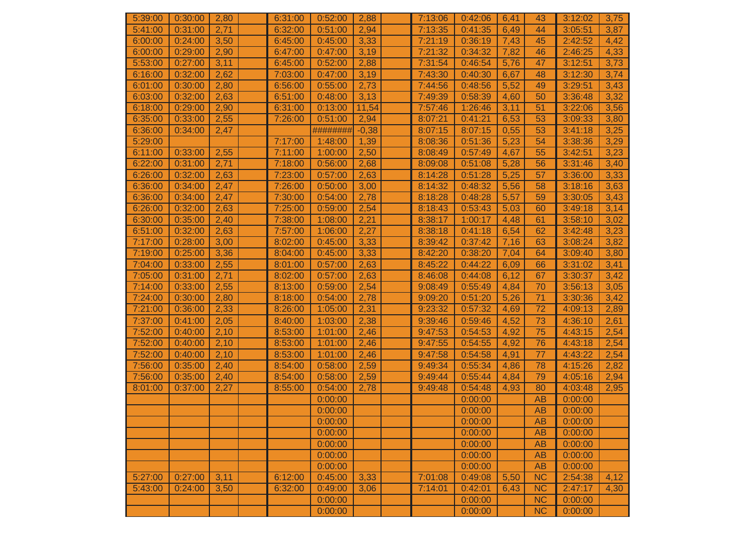| | | | | | | | | | | | | | |
|---|---|---|---|---|---|---|---|---|---|---|---|---|---|
| 5:39:00 | 0:30:00 | 2,80 | | 6:31:00 | 0:52:00 | 2,88 | | 7:13:06 | 0:42:06 | 6,41 | 43 | 3:12:02 | 3,75 |
| 5:41:00 | 0:31:00 | 2,71 | | 6:32:00 | 0:51:00 | 2,94 | | 7:13:35 | 0:41:35 | 6,49 | 44 | 3:05:51 | 3,87 |
| 6:00:00 | 0:24:00 | 3,50 | | 6:45:00 | 0:45:00 | 3,33 | | 7:21:19 | 0:36:19 | 7,43 | 45 | 2:42:52 | 4,42 |
| 6:00:00 | 0:29:00 | 2,90 | | 6:47:00 | 0:47:00 | 3,19 | | 7:21:32 | 0:34:32 | 7,82 | 46 | 2:46:25 | 4,33 |
| 5:53:00 | 0:27:00 | 3,11 | | 6:45:00 | 0:52:00 | 2,88 | | 7:31:54 | 0:46:54 | 5,76 | 47 | 3:12:51 | 3,73 |
| 6:16:00 | 0:32:00 | 2,62 | | 7:03:00 | 0:47:00 | 3,19 | | 7:43:30 | 0:40:30 | 6,67 | 48 | 3:12:30 | 3,74 |
| 6:01:00 | 0:30:00 | 2,80 | | 6:56:00 | 0:55:00 | 2,73 | | 7:44:56 | 0:48:56 | 5,52 | 49 | 3:29:51 | 3,43 |
| 6:03:00 | 0:32:00 | 2,63 | | 6:51:00 | 0:48:00 | 3,13 | | 7:49:39 | 0:58:39 | 4,60 | 50 | 3:36:48 | 3,32 |
| 6:18:00 | 0:29:00 | 2,90 | | 6:31:00 | 0:13:00 | 11,54 | | 7:57:46 | 1:26:46 | 3,11 | 51 | 3:22:06 | 3,56 |
| 6:35:00 | 0:33:00 | 2,55 | | 7:26:00 | 0:51:00 | 2,94 | | 8:07:21 | 0:41:21 | 6,53 | 53 | 3:09:33 | 3,80 |
| 6:36:00 | 0:34:00 | 2,47 | | | ######### | -0,38 | | 8:07:15 | 8:07:15 | 0,55 | 53 | 3:41:18 | 3,25 |
| 5:29:00 | | | | 7:17:00 | 1:48:00 | 1,39 | | 8:08:36 | 0:51:36 | 5,23 | 54 | 3:38:36 | 3,29 |
| 6:11:00 | 0:33:00 | 2,55 | | 7:11:00 | 1:00:00 | 2,50 | | 8:08:49 | 0:57:49 | 4,67 | 55 | 3:42:51 | 3,23 |
| 6:22:00 | 0:31:00 | 2,71 | | 7:18:00 | 0:56:00 | 2,68 | | 8:09:08 | 0:51:08 | 5,28 | 56 | 3:31:46 | 3,40 |
| 6:26:00 | 0:32:00 | 2,63 | | 7:23:00 | 0:57:00 | 2,63 | | 8:14:28 | 0:51:28 | 5,25 | 57 | 3:36:00 | 3,33 |
| 6:36:00 | 0:34:00 | 2,47 | | 7:26:00 | 0:50:00 | 3,00 | | 8:14:32 | 0:48:32 | 5,56 | 58 | 3:18:16 | 3,63 |
| 6:36:00 | 0:34:00 | 2,47 | | 7:30:00 | 0:54:00 | 2,78 | | 8:18:28 | 0:48:28 | 5,57 | 59 | 3:30:05 | 3,43 |
| 6:26:00 | 0:32:00 | 2,63 | | 7:25:00 | 0:59:00 | 2,54 | | 8:18:43 | 0:53:43 | 5,03 | 60 | 3:49:18 | 3,14 |
| 6:30:00 | 0:35:00 | 2,40 | | 7:38:00 | 1:08:00 | 2,21 | | 8:38:17 | 1:00:17 | 4,48 | 61 | 3:58:10 | 3,02 |
| 6:51:00 | 0:32:00 | 2,63 | | 7:57:00 | 1:06:00 | 2,27 | | 8:38:18 | 0:41:18 | 6,54 | 62 | 3:42:48 | 3,23 |
| 7:17:00 | 0:28:00 | 3,00 | | 8:02:00 | 0:45:00 | 3,33 | | 8:39:42 | 0:37:42 | 7,16 | 63 | 3:08:24 | 3,82 |
| 7:19:00 | 0:25:00 | 3,36 | | 8:04:00 | 0:45:00 | 3,33 | | 8:42:20 | 0:38:20 | 7,04 | 64 | 3:09:40 | 3,80 |
| 7:04:00 | 0:33:00 | 2,55 | | 8:01:00 | 0:57:00 | 2,63 | | 8:45:22 | 0:44:22 | 6,09 | 66 | 3:31:02 | 3,41 |
| 7:05:00 | 0:31:00 | 2,71 | | 8:02:00 | 0:57:00 | 2,63 | | 8:46:08 | 0:44:08 | 6,12 | 67 | 3:30:37 | 3,42 |
| 7:14:00 | 0:33:00 | 2,55 | | 8:13:00 | 0:59:00 | 2,54 | | 9:08:49 | 0:55:49 | 4,84 | 70 | 3:56:13 | 3,05 |
| 7:24:00 | 0:30:00 | 2,80 | | 8:18:00 | 0:54:00 | 2,78 | | 9:09:20 | 0:51:20 | 5,26 | 71 | 3:30:36 | 3,42 |
| 7:21:00 | 0:36:00 | 2,33 | | 8:26:00 | 1:05:00 | 2,31 | | 9:23:32 | 0:57:32 | 4,69 | 72 | 4:09:13 | 2,89 |
| 7:37:00 | 0:41:00 | 2,05 | | 8:40:00 | 1:03:00 | 2,38 | | 9:39:46 | 0:59:46 | 4,52 | 73 | 4:36:10 | 2,61 |
| 7:52:00 | 0:40:00 | 2,10 | | 8:53:00 | 1:01:00 | 2,46 | | 9:47:53 | 0:54:53 | 4,92 | 75 | 4:43:15 | 2,54 |
| 7:52:00 | 0:40:00 | 2,10 | | 8:53:00 | 1:01:00 | 2,46 | | 9:47:55 | 0:54:55 | 4,92 | 76 | 4:43:18 | 2,54 |
| 7:52:00 | 0:40:00 | 2,10 | | 8:53:00 | 1:01:00 | 2,46 | | 9:47:58 | 0:54:58 | 4,91 | 77 | 4:43:22 | 2,54 |
| 7:56:00 | 0:35:00 | 2,40 | | 8:54:00 | 0:58:00 | 2,59 | | 9:49:34 | 0:55:34 | 4,86 | 78 | 4:15:26 | 2,82 |
| 7:56:00 | 0:35:00 | 2,40 | | 8:54:00 | 0:58:00 | 2,59 | | 9:49:44 | 0:55:44 | 4,84 | 79 | 4:05:16 | 2,94 |
| 8:01:00 | 0:37:00 | 2,27 | | 8:55:00 | 0:54:00 | 2,78 | | 9:49:48 | 0:54:48 | 4,93 | 80 | 4:03:48 | 2,95 |
| | | | | | 0:00:00 | | | | 0:00:00 | | AB | 0:00:00 | |
| | | | | | 0:00:00 | | | | 0:00:00 | | AB | 0:00:00 | |
| | | | | | 0:00:00 | | | | 0:00:00 | | AB | 0:00:00 | |
| | | | | | 0:00:00 | | | | 0:00:00 | | AB | 0:00:00 | |
| | | | | | 0:00:00 | | | | 0:00:00 | | AB | 0:00:00 | |
| | | | | | 0:00:00 | | | | 0:00:00 | | AB | 0:00:00 | |
| | | | | | 0:00:00 | | | | 0:00:00 | | AB | 0:00:00 | |
| 5:27:00 | 0:27:00 | 3,11 | | 6:12:00 | 0:45:00 | 3,33 | | 7:01:08 | 0:49:08 | 5,50 | NC | 2:54:38 | 4,12 |
| 5:43:00 | 0:24:00 | 3,50 | | 6:32:00 | 0:49:00 | 3,06 | | 7:14:01 | 0:42:01 | 6,43 | NC | 2:47:17 | 4,30 |
| | | | | | 0:00:00 | | | | 0:00:00 | | NC | 0:00:00 | |
| | | | | | 0:00:00 | | | | 0:00:00 | | NC | 0:00:00 | |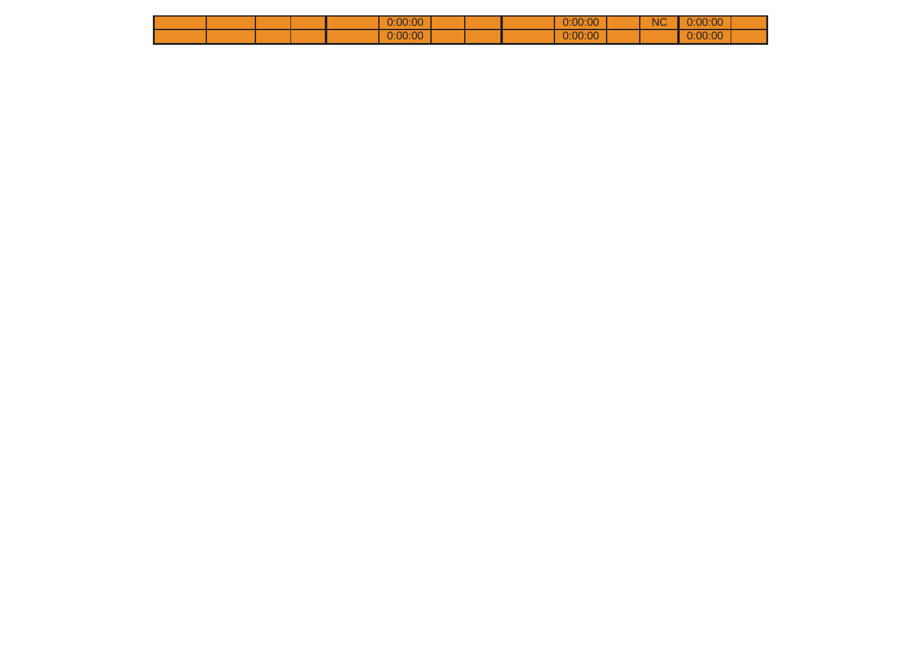| | | | | | | | | | | | | | |
|---|---|---|---|---|---|---|---|---|---|---|---|---|---|
| | | | | | 0:00:00 | | | | 0:00:00 | | NC | 0:00:00 | |
| | | | | | 0:00:00 | | | | 0:00:00 | | | 0:00:00 | |